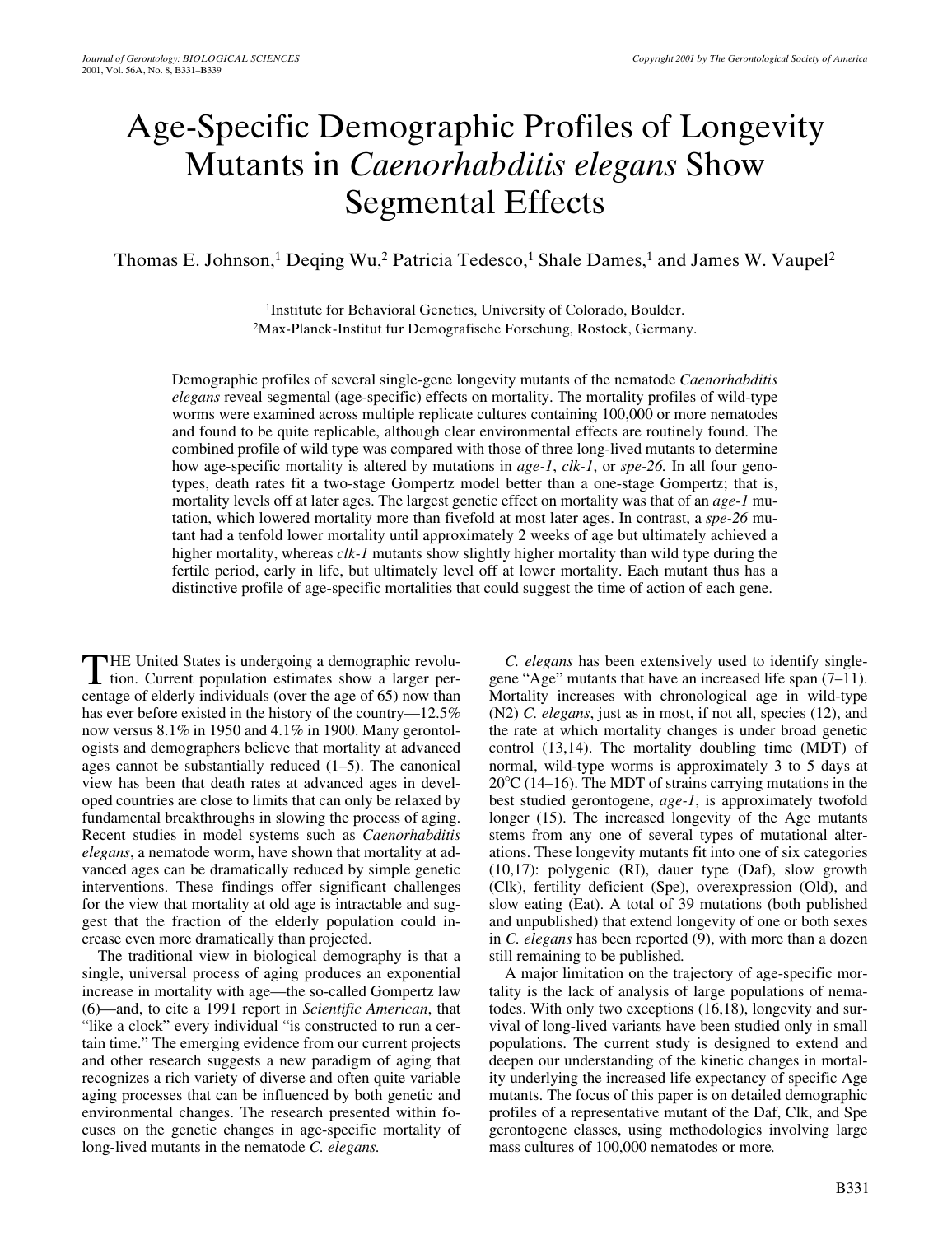# Age-Specific Demographic Profiles of Longevity Mutants in *Caenorhabditis elegans* Show Segmental Effects

Thomas E. Johnson,[1] Deqing Wu,[2] Patricia Tedesco,[1] Shale Dames,[1] and James W. Vaupel[2]

[1]Institute for Behavioral Genetics, University of Colorado, Boulder.
[2]Max-Planck-Institut fur Demografische Forschung, Rostock, Germany.

Demographic profiles of several single-gene longevity mutants of the nematode *Caenorhabditis elegans* reveal segmental (age-specific) effects on mortality. The mortality profiles of wild-type worms were examined across multiple replicate cultures containing 100,000 or more nematodes and found to be quite replicable, although clear environmental effects are routinely found. The combined profile of wild type was compared with those of three long-lived mutants to determine how age-specific mortality is altered by mutations in *age-1*, *clk-1*, or *spe-26.* In all four genotypes, death rates fit a two-stage Gompertz model better than a one-stage Gompertz; that is, mortality levels off at later ages. The largest genetic effect on mortality was that of an *age-1* mutation, which lowered mortality more than fivefold at most later ages. In contrast, a *spe-26* mutant had a tenfold lower mortality until approximately 2 weeks of age but ultimately achieved a higher mortality, whereas *clk-1* mutants show slightly higher mortality than wild type during the fertile period, early in life, but ultimately level off at lower mortality. Each mutant thus has a distinctive profile of age-specific mortalities that could suggest the time of action of each gene.

THE United States is undergoing a demographic revolution. Current population estimates show a larger percentage of elderly individuals (over the age of 65) now than has ever before existed in the history of the country—12.5% now versus 8.1% in 1950 and 4.1% in 1900. Many gerontologists and demographers believe that mortality at advanced ages cannot be substantially reduced (1–5). The canonical view has been that death rates at advanced ages in developed countries are close to limits that can only be relaxed by fundamental breakthroughs in slowing the process of aging. Recent studies in model systems such as *Caenorhabditis elegans*, a nematode worm, have shown that mortality at advanced ages can be dramatically reduced by simple genetic interventions. These findings offer significant challenges for the view that mortality at old age is intractable and suggest that the fraction of the elderly population could increase even more dramatically than projected.

The traditional view in biological demography is that a single, universal process of aging produces an exponential increase in mortality with age—the so-called Gompertz law (6)—and, to cite a 1991 report in *Scientific American*, that "like a clock" every individual "is constructed to run a certain time." The emerging evidence from our current projects and other research suggests a new paradigm of aging that recognizes a rich variety of diverse and often quite variable aging processes that can be influenced by both genetic and environmental changes. The research presented within focuses on the genetic changes in age-specific mortality of long-lived mutants in the nematode *C. elegans.*

*C. elegans* has been extensively used to identify single-gene "Age" mutants that have an increased life span (7–11). Mortality increases with chronological age in wild-type (N2) *C. elegans*, just as in most, if not all, species (12), and the rate at which mortality changes is under broad genetic control (13,14). The mortality doubling time (MDT) of normal, wild-type worms is approximately 3 to 5 days at 20°C (14–16). The MDT of strains carrying mutations in the best studied gerontogene, *age-1*, is approximately twofold longer (15). The increased longevity of the Age mutants stems from any one of several types of mutational alterations. These longevity mutants fit into one of six categories (10,17): polygenic (RI), dauer type (Daf), slow growth (Clk), fertility deficient (Spe), overexpression (Old), and slow eating (Eat). A total of 39 mutations (both published and unpublished) that extend longevity of one or both sexes in *C. elegans* has been reported (9), with more than a dozen still remaining to be published.

A major limitation on the trajectory of age-specific mortality is the lack of analysis of large populations of nematodes. With only two exceptions (16,18), longevity and survival of long-lived variants have been studied only in small populations. The current study is designed to extend and deepen our understanding of the kinetic changes in mortality underlying the increased life expectancy of specific Age mutants. The focus of this paper is on detailed demographic profiles of a representative mutant of the Daf, Clk, and Spe gerontogene classes, using methodologies involving large mass cultures of 100,000 nematodes or more.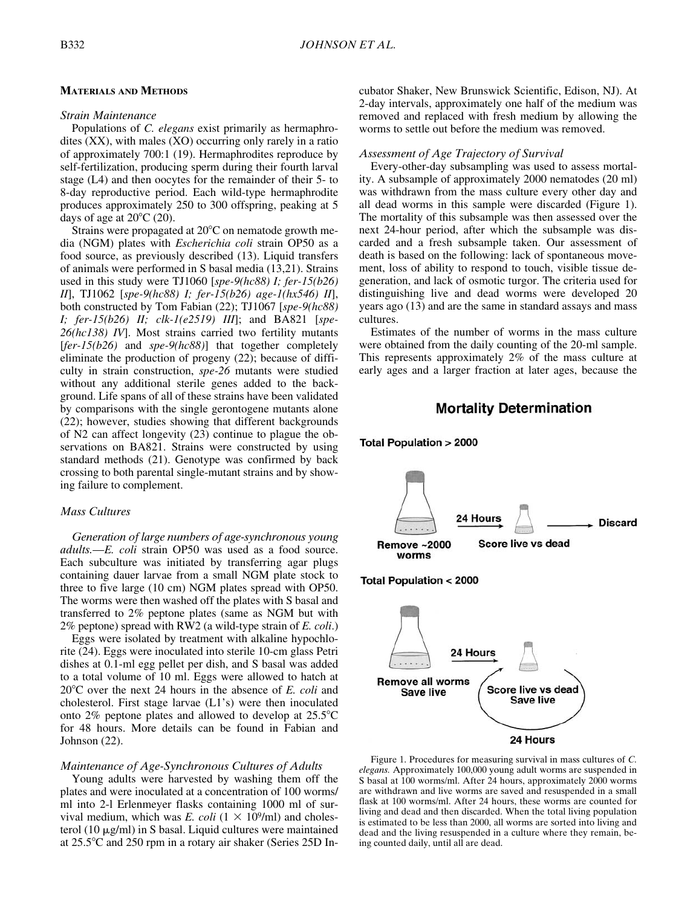## Materials and Methods

### *Strain Maintenance*

Populations of *C. elegans* exist primarily as hermaphrodites (XX), with males (XO) occurring only rarely in a ratio of approximately 700:1 (19). Hermaphrodites reproduce by self-fertilization, producing sperm during their fourth larval stage (L4) and then oocytes for the remainder of their 5- to 8-day reproductive period. Each wild-type hermaphrodite produces approximately 250 to 300 offspring, peaking at 5 days of age at 20°C (20).

Strains were propagated at 20°C on nematode growth media (NGM) plates with *Escherichia coli* strain OP50 as a food source, as previously described (13). Liquid transfers of animals were performed in S basal media (13,21). Strains used in this study were TJ1060 [*spe-9(hc88) I; fer-15(b26) II*], TJ1062 [*spe-9(hc88) I; fer-15(b26) age-1(hx546) II*], both constructed by Tom Fabian (22); TJ1067 [*spe-9(hc88) I; fer-15(b26) II; clk-1(e2519) III*]; and BA821 [*spe-26(hc138) IV*]. Most strains carried two fertility mutants [*fer-15(b26)* and *spe-9(hc88)*] that together completely eliminate the production of progeny (22); because of difficulty in strain construction, *spe-26* mutants were studied without any additional sterile genes added to the background. Life spans of all of these strains have been validated by comparisons with the single gerontogene mutants alone (22); however, studies showing that different backgrounds of N2 can affect longevity (23) continue to plague the observations on BA821. Strains were constructed by using standard methods (21). Genotype was confirmed by back crossing to both parental single-mutant strains and by showing failure to complement.

### *Mass Cultures*

*Generation of large numbers of age-synchronous young adults.*—*E. coli* strain OP50 was used as a food source. Each subculture was initiated by transferring agar plugs containing dauer larvae from a small NGM plate stock to three to five large (10 cm) NGM plates spread with OP50. The worms were then washed off the plates with S basal and transferred to 2% peptone plates (same as NGM but with 2% peptone) spread with RW2 (a wild-type strain of *E. coli*.)

Eggs were isolated by treatment with alkaline hypochlorite (24). Eggs were inoculated into sterile 10-cm glass Petri dishes at 0.1-ml egg pellet per dish, and S basal was added to a total volume of 10 ml. Eggs were allowed to hatch at 20°C over the next 24 hours in the absence of *E. coli* and cholesterol. First stage larvae (L1's) were then inoculated onto 2% peptone plates and allowed to develop at 25.5°C for 48 hours. More details can be found in Fabian and Johnson (22).

### *Maintenance of Age-Synchronous Cultures of Adults*

Young adults were harvested by washing them off the plates and were inoculated at a concentration of 100 worms/ml into 2-l Erlenmeyer flasks containing 1000 ml of survival medium, which was *E. coli* ($1 \times 10^9$/ml) and cholesterol (10 μg/ml) in S basal. Liquid cultures were maintained at 25.5°C and 250 rpm in a rotary air shaker (Series 25D Incubator Shaker, New Brunswick Scientific, Edison, NJ). At 2-day intervals, approximately one half of the medium was removed and replaced with fresh medium by allowing the worms to settle out before the medium was removed.

### *Assessment of Age Trajectory of Survival*

Every-other-day subsampling was used to assess mortality. A subsample of approximately 2000 nematodes (20 ml) was withdrawn from the mass culture every other day and all dead worms in this sample were discarded (Figure 1). The mortality of this subsample was then assessed over the next 24-hour period, after which the subsample was discarded and a fresh subsample taken. Our assessment of death is based on the following: lack of spontaneous movement, loss of ability to respond to touch, visible tissue degeneration, and lack of osmotic turgor. The criteria used for distinguishing live and dead worms were developed 20 years ago (13) and are the same in standard assays and mass cultures.

Estimates of the number of worms in the mass culture were obtained from the daily counting of the 20-ml sample. This represents approximately 2% of the mass culture at early ages and a larger fraction at later ages, because the

**Mortality Determination**

**Total Population > 2000**

Remove ~2000 worms → 24 Hours → Score live vs dead → Discard

**Total Population < 2000**

Remove all worms, Save live → 24 Hours → Score live vs dead, Save live (24 Hours)

Figure 1. Procedures for measuring survival in mass cultures of *C. elegans*. Approximately 100,000 young adult worms are suspended in S basal at 100 worms/ml. After 24 hours, approximately 2000 worms are withdrawn and live worms are saved and resuspended in a small flask at 100 worms/ml. After 24 hours, these worms are counted for living and dead and then discarded. When the total living population is estimated to be less than 2000, all worms are sorted into living and dead and the living resuspended in a culture where they remain, being counted daily, until all are dead.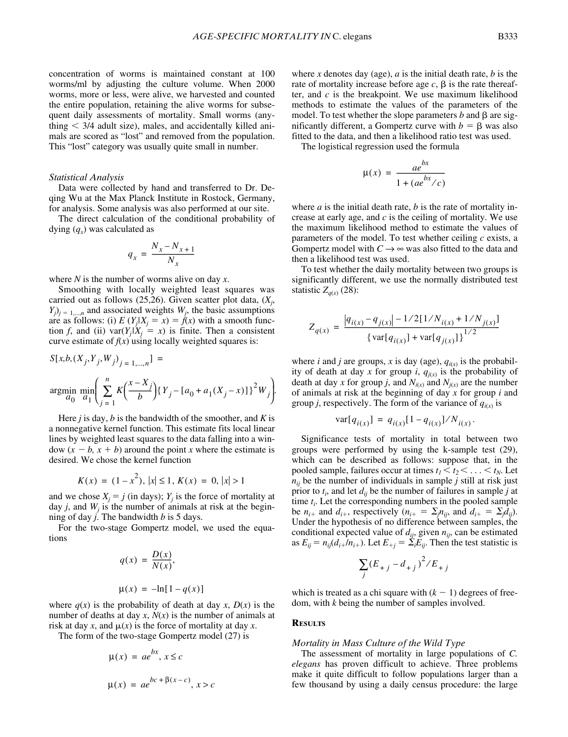concentration of worms is maintained constant at 100 worms/ml by adjusting the culture volume. When 2000 worms, more or less, were alive, we harvested and counted the entire population, retaining the alive worms for subsequent daily assessments of mortality. Small worms (anything $< 3/4$ adult size), males, and accidentally killed animals are scored as "lost" and removed from the population. This "lost" category was usually quite small in number.

### *Statistical Analysis*

Data were collected by hand and transferred to Dr. Deqing Wu at the Max Planck Institute in Rostock, Germany, for analysis. Some analysis was also performed at our site.

The direct calculation of the conditional probability of dying ($q_x$) was calculated as

$$q_x = \frac{N_x - N_{x+1}}{N_x}$$

where $N$ is the number of worms alive on day $x$.

Smoothing with locally weighted least squares was carried out as follows (25,26). Given scatter plot data, $(X_j, Y_j)_{j=1,...,n}$ and associated weights $W_j$, the basic assumptions are as follows: (i) $E(Y_j | X_j = x) = f(x)$ with a smooth function $f$, and (ii) $\text{var}(Y_j | X_j = x)$ is finite. Then a consistent curve estimate of $f(x)$ using locally weighted squares is:

$$S[x, b, (X_j, Y_j, W_j)_{j=1,...,n}] =$$

$$\underset{a_0}{\text{argmin}} \; \underset{a_1}{\min} \left( \sum_{j=1}^{n} K\left(\frac{x - X_j}{b}\right) \{Y_j - [a_0 + a_1(X_j - x)]\}^2 W_j \right).$$

Here $j$ is day, $b$ is the bandwidth of the smoother, and $K$ is a nonnegative kernel function. This estimate fits local linear lines by weighted least squares to the data falling into a window $(x - b, x + b)$ around the point $x$ where the estimate is desired. We chose the kernel function

$$K(x) = (1 - x^2), \; |x| \le 1, \; K(x) = 0, \; |x| > 1$$

and we chose $X_j = j$ (in days); $Y_j$ is the force of mortality at day $j$, and $W_j$ is the number of animals at risk at the beginning of day $j$. The bandwidth $b$ is 5 days.

For the two-stage Gompertz model, we used the equations

$$q(x) = \frac{D(x)}{N(x)},$$

$$\mu(x) = -\ln[1 - q(x)]$$

where $q(x)$ is the probability of death at day $x$, $D(x)$ is the number of deaths at day $x$, $N(x)$ is the number of animals at risk at day $x$, and $\mu(x)$ is the force of mortality at day $x$.

The form of the two-stage Gompertz model (27) is

$$\mu(x) = ae^{bx}, \; x \le c$$

$$\mu(x) = ae^{bc + \beta(x - c)}, \; x > c$$

where $x$ denotes day (age), $a$ is the initial death rate, $b$ is the rate of mortality increase before age $c$, $\beta$ is the rate thereafter, and $c$ is the breakpoint. We use maximum likelihood methods to estimate the values of the parameters of the model. To test whether the slope parameters $b$ and $\beta$ are significantly different, a Gompertz curve with $b = \beta$ was also fitted to the data, and then a likelihood ratio test was used.

The logistical regression used the formula

$$\mu(x) = \frac{ae^{bx}}{1 + (ae^{bx}/c)}$$

where $a$ is the initial death rate, $b$ is the rate of mortality increase at early age, and $c$ is the ceiling of mortality. We use the maximum likelihood method to estimate the values of parameters of the model. To test whether ceiling $c$ exists, a Gompertz model with $C \to \infty$ was also fitted to the data and then a likelihood test was used.

To test whether the daily mortality between two groups is significantly different, we use the normally distributed test statistic $Z_{q(x)}$ (28):

$$Z_{q(x)} = \frac{|q_{i(x)} - q_{j(x)}| - 1/2[1/N_{i(x)} + 1/N_{j(x)}]}{\{\text{var}[q_{i(x)}] + \text{var}[q_{j(x)}]\}^{1/2}}$$

where $i$ and $j$ are groups, $x$ is day (age), $q_{i(x)}$ is the probability of death at day $x$ for group $i$, $q_{j(x)}$ is the probability of death at day $x$ for group $j$, and $N_{i(x)}$ and $N_{j(x)}$ are the number of animals at risk at the beginning of day $x$ for group $i$ and group $j$, respectively. The form of the variance of $q_{i(x)}$ is

$$\text{var}[q_{i(x)}] = q_{i(x)}[1 - q_{i(x)}]/N_{i(x)}.$$

Significance tests of mortality in total between two groups were performed by using the k-sample test (29), which can be described as follows: suppose that, in the pooled sample, failures occur at times $t_1 < t_2 < \ldots < t_N$. Let $n_{ij}$ be the number of individuals in sample $j$ still at risk just prior to $t_i$, and let $d_{ij}$ be the number of failures in sample $j$ at time $t_i$. Let the corresponding numbers in the pooled sample be $n_{i+}$ and $d_{i+}$, respectively ($n_{i+} = \Sigma_j n_{ij}$, and $d_{i+} = \Sigma_j d_{ij}$). Under the hypothesis of no difference between samples, the conditional expected value of $d_{ij}$, given $n_{ij}$, can be estimated as $E_{ij} = n_{ij}(d_{i+}/n_{i+})$. Let $E_{+j} = \Sigma_i E_{ij}$. Then the test statistic is

$$\sum_j (E_{+j} - d_{+j})^2 / E_{+j}$$

which is treated as a chi square with $(k - 1)$ degrees of freedom, with $k$ being the number of samples involved.

## Results

### *Mortality in Mass Culture of the Wild Type*

The assessment of mortality in large populations of *C. elegans* has proven difficult to achieve. Three problems make it quite difficult to follow populations larger than a few thousand by using a daily census procedure: the large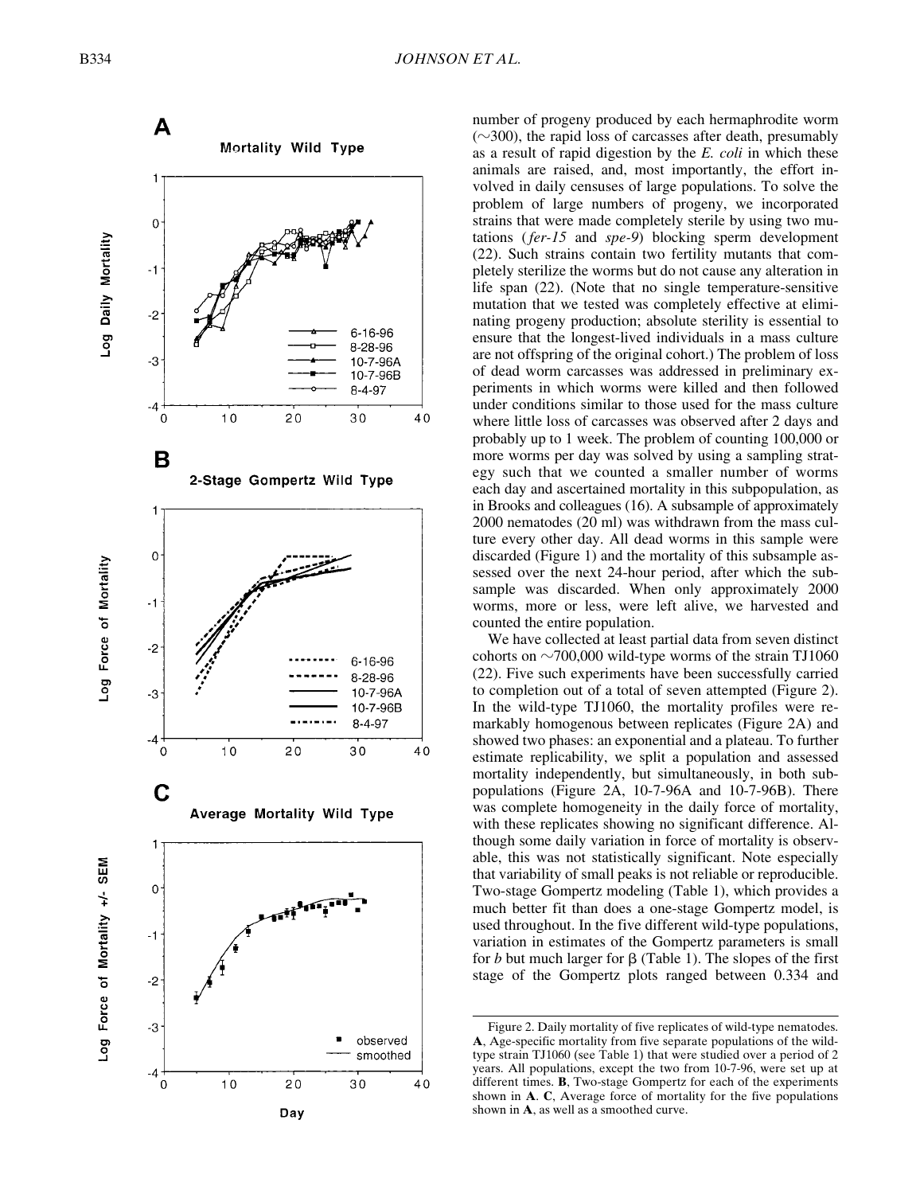number of progeny produced by each hermaphrodite worm (~300), the rapid loss of carcasses after death, presumably as a result of rapid digestion by the *E. coli* in which these animals are raised, and, most importantly, the effort involved in daily censuses of large populations. To solve the problem of large numbers of progeny, we incorporated strains that were made completely sterile by using two mutations (*fer-15* and *spe-9*) blocking sperm development (22). Such strains contain two fertility mutants that completely sterilize the worms but do not cause any alteration in life span (22). (Note that no single temperature-sensitive mutation that we tested was completely effective at eliminating progeny production; absolute sterility is essential to ensure that the longest-lived individuals in a mass culture are not offspring of the original cohort.) The problem of loss of dead worm carcasses was addressed in preliminary experiments in which worms were killed and then followed under conditions similar to those used for the mass culture where little loss of carcasses was observed after 2 days and probably up to 1 week. The problem of counting 100,000 or more worms per day was solved by using a sampling strategy such that we counted a smaller number of worms each day and ascertained mortality in this subpopulation, as in Brooks and colleagues (16). A subsample of approximately 2000 nematodes (20 ml) was withdrawn from the mass culture every other day. All dead worms in this sample were discarded (Figure 1) and the mortality of this subsample assessed over the next 24-hour period, after which the subsample was discarded. When only approximately 2000 worms, more or less, were left alive, we harvested and counted the entire population.

We have collected at least partial data from seven distinct cohorts on ~700,000 wild-type worms of the strain TJ1060 (22). Five such experiments have been successfully carried to completion out of a total of seven attempted (Figure 2). In the wild-type TJ1060, the mortality profiles were remarkably homogenous between replicates (Figure 2A) and showed two phases: an exponential and a plateau. To further estimate replicability, we split a population and assessed mortality independently, but simultaneously, in both subpopulations (Figure 2A, 10-7-96A and 10-7-96B). There was complete homogeneity in the daily force of mortality, with these replicates showing no significant difference. Although some daily variation in force of mortality is observable, this was not statistically significant. Note especially that variability of small peaks is not reliable or reproducible. Two-stage Gompertz modeling (Table 1), which provides a much better fit than does a one-stage Gompertz model, is used throughout. In the five different wild-type populations, variation in estimates of the Gompertz parameters is small for $b$ but much larger for $\beta$ (Table 1). The slopes of the first stage of the Gompertz plots ranged between 0.334 and

Figure 2. Daily mortality of five replicates of wild-type nematodes. **A**, Age-specific mortality from five separate populations of the wild-type strain TJ1060 (see Table 1) that were studied over a period of 2 years. All populations, except the two from 10-7-96, were set up at different times. **B**, Two-stage Gompertz for each of the experiments shown in **A**. **C**, Average force of mortality for the five populations shown in **A**, as well as a smoothed curve.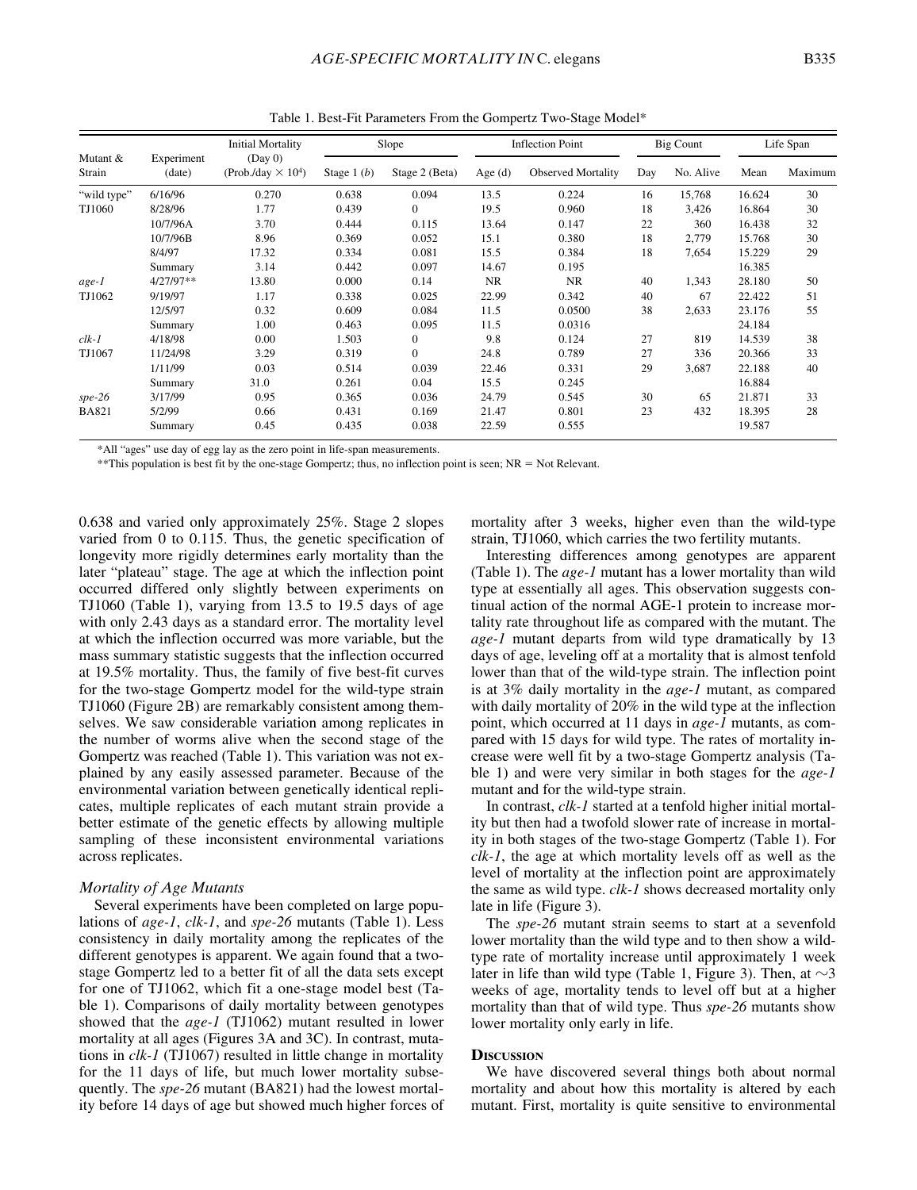Table 1. Best-Fit Parameters From the Gompertz Two-Stage Model*

| Mutant & Strain | Experiment (date) | Initial Mortality (Day 0) (Prob./day × $10^4$) | Slope | | Inflection Point | | Big Count | | Life Span | |
|---|---|---|---|---|---|---|---|---|---|---|
| | | | Stage 1 ($b$) | Stage 2 (Beta) | Age (d) | Observed Mortality | Day | No. Alive | Mean | Maximum |
| "wild type" | 6/16/96 | 0.270 | 0.638 | 0.094 | 13.5 | 0.224 | 16 | 15,768 | 16.624 | 30 |
| TJ1060 | 8/28/96 | 1.77 | 0.439 | 0 | 19.5 | 0.960 | 18 | 3,426 | 16.864 | 30 |
| | 10/7/96A | 3.70 | 0.444 | 0.115 | 13.64 | 0.147 | 22 | 360 | 16.438 | 32 |
| | 10/7/96B | 8.96 | 0.369 | 0.052 | 15.1 | 0.380 | 18 | 2,779 | 15.768 | 30 |
| | 8/4/97 | 17.32 | 0.334 | 0.081 | 15.5 | 0.384 | 18 | 7,654 | 15.229 | 29 |
| | Summary | 3.14 | 0.442 | 0.097 | 14.67 | 0.195 | | | 16.385 | |
| *age-1* | 4/27/97** | 13.80 | 0.000 | 0.14 | NR | NR | 40 | 1,343 | 28.180 | 50 |
| TJ1062 | 9/19/97 | 1.17 | 0.338 | 0.025 | 22.99 | 0.342 | 40 | 67 | 22.422 | 51 |
| | 12/5/97 | 0.32 | 0.609 | 0.084 | 11.5 | 0.0500 | 38 | 2,633 | 23.176 | 55 |
| | Summary | 1.00 | 0.463 | 0.095 | 11.5 | 0.0316 | | | 24.184 | |
| *clk-1* | 4/18/98 | 0.00 | 1.503 | 0 | 9.8 | 0.124 | 27 | 819 | 14.539 | 38 |
| TJ1067 | 11/24/98 | 3.29 | 0.319 | 0 | 24.8 | 0.789 | 27 | 336 | 20.366 | 33 |
| | 1/11/99 | 0.03 | 0.514 | 0.039 | 22.46 | 0.331 | 29 | 3,687 | 22.188 | 40 |
| | Summary | 31.0 | 0.261 | 0.04 | 15.5 | 0.245 | | | 16.884 | |
| *spe-26* | 3/17/99 | 0.95 | 0.365 | 0.036 | 24.79 | 0.545 | 30 | 65 | 21.871 | 33 |
| BA821 | 5/2/99 | 0.66 | 0.431 | 0.169 | 21.47 | 0.801 | 23 | 432 | 18.395 | 28 |
| | Summary | 0.45 | 0.435 | 0.038 | 22.59 | 0.555 | | | 19.587 | |

*All "ages" use day of egg lay as the zero point in life-span measurements.

**This population is best fit by the one-stage Gompertz; thus, no inflection point is seen; NR = Not Relevant.

0.638 and varied only approximately 25%. Stage 2 slopes varied from 0 to 0.115. Thus, the genetic specification of longevity more rigidly determines early mortality than the later "plateau" stage. The age at which the inflection point occurred differed only slightly between experiments on TJ1060 (Table 1), varying from 13.5 to 19.5 days of age with only 2.43 days as a standard error. The mortality level at which the inflection occurred was more variable, but the mass summary statistic suggests that the inflection occurred at 19.5% mortality. Thus, the family of five best-fit curves for the two-stage Gompertz model for the wild-type strain TJ1060 (Figure 2B) are remarkably consistent among themselves. We saw considerable variation among replicates in the number of worms alive when the second stage of the Gompertz was reached (Table 1). This variation was not explained by any easily assessed parameter. Because of the environmental variation between genetically identical replicates, multiple replicates of each mutant strain provide a better estimate of the genetic effects by allowing multiple sampling of these inconsistent environmental variations across replicates.

### Mortality of Age Mutants

Several experiments have been completed on large populations of *age-1*, *clk-1*, and *spe-26* mutants (Table 1). Less consistency in daily mortality among the replicates of the different genotypes is apparent. We again found that a two-stage Gompertz led to a better fit of all the data sets except for one of TJ1062, which fit a one-stage model best (Table 1). Comparisons of daily mortality between genotypes showed that the *age-1* (TJ1062) mutant resulted in lower mortality at all ages (Figures 3A and 3C). In contrast, mutations in *clk-1* (TJ1067) resulted in little change in mortality for the 11 days of life, but much lower mortality subsequently. The *spe-26* mutant (BA821) had the lowest mortality before 14 days of age but showed much higher forces of mortality after 3 weeks, higher even than the wild-type strain, TJ1060, which carries the two fertility mutants.

Interesting differences among genotypes are apparent (Table 1). The *age-1* mutant has a lower mortality than wild type at essentially all ages. This observation suggests continual action of the normal AGE-1 protein to increase mortality rate throughout life as compared with the mutant. The *age-1* mutant departs from wild type dramatically by 13 days of age, leveling off at a mortality that is almost tenfold lower than that of the wild-type strain. The inflection point is at 3% daily mortality in the *age-1* mutant, as compared with daily mortality of 20% in the wild type at the inflection point, which occurred at 11 days in *age-1* mutants, as compared with 15 days for wild type. The rates of mortality increase were well fit by a two-stage Gompertz analysis (Table 1) and were very similar in both stages for the *age-1* mutant and for the wild-type strain.

In contrast, *clk-1* started at a tenfold higher initial mortality but then had a twofold slower rate of increase in mortality in both stages of the two-stage Gompertz (Table 1). For *clk-1*, the age at which mortality levels off as well as the level of mortality at the inflection point are approximately the same as wild type. *clk-1* shows decreased mortality only late in life (Figure 3).

The *spe-26* mutant strain seems to start at a sevenfold lower mortality than the wild type and to then show a wild-type rate of mortality increase until approximately 1 week later in life than wild type (Table 1, Figure 3). Then, at ~3 weeks of age, mortality tends to level off but at a higher mortality than that of wild type. Thus *spe-26* mutants show lower mortality only early in life.

## Discussion

We have discovered several things both about normal mortality and about how this mortality is altered by each mutant. First, mortality is quite sensitive to environmental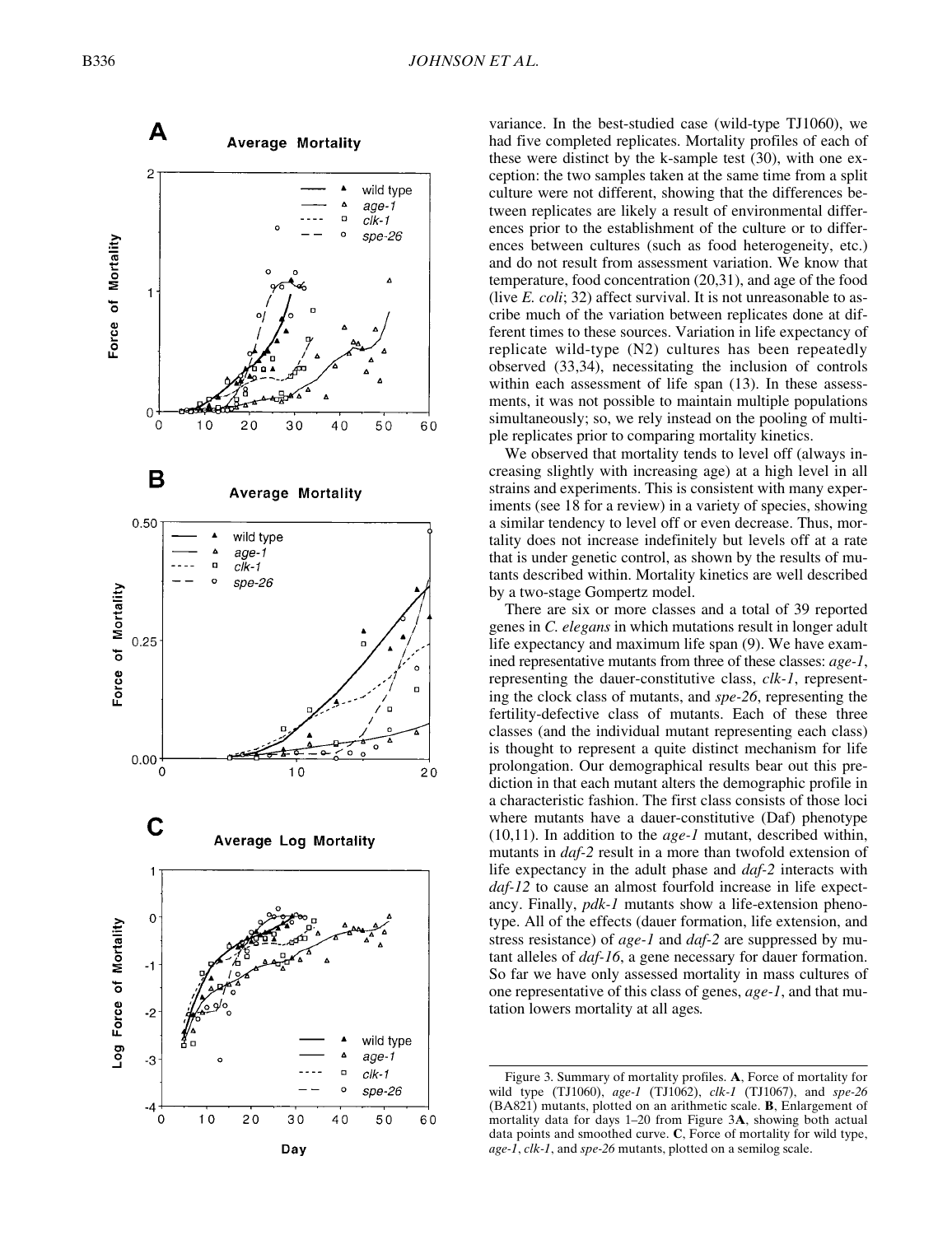variance. In the best-studied case (wild-type TJ1060), we had five completed replicates. Mortality profiles of each of these were distinct by the k-sample test (30), with one exception: the two samples taken at the same time from a split culture were not different, showing that the differences between replicates are likely a result of environmental differences prior to the establishment of the culture or to differences between cultures (such as food heterogeneity, etc.) and do not result from assessment variation. We know that temperature, food concentration (20,31), and age of the food (live *E. coli*; 32) affect survival. It is not unreasonable to ascribe much of the variation between replicates done at different times to these sources. Variation in life expectancy of replicate wild-type (N2) cultures has been repeatedly observed (33,34), necessitating the inclusion of controls within each assessment of life span (13). In these assessments, it was not possible to maintain multiple populations simultaneously; so, we rely instead on the pooling of multiple replicates prior to comparing mortality kinetics.

We observed that mortality tends to level off (always increasing slightly with increasing age) at a high level in all strains and experiments. This is consistent with many experiments (see 18 for a review) in a variety of species, showing a similar tendency to level off or even decrease. Thus, mortality does not increase indefinitely but levels off at a rate that is under genetic control, as shown by the results of mutants described within. Mortality kinetics are well described by a two-stage Gompertz model.

There are six or more classes and a total of 39 reported genes in *C. elegans* in which mutations result in longer adult life expectancy and maximum life span (9). We have examined representative mutants from three of these classes: *age-1*, representing the dauer-constitutive class, *clk-1*, representing the clock class of mutants, and *spe-26*, representing the fertility-defective class of mutants. Each of these three classes (and the individual mutant representing each class) is thought to represent a quite distinct mechanism for life prolongation. Our demographical results bear out this prediction in that each mutant alters the demographic profile in a characteristic fashion. The first class consists of those loci where mutants have a dauer-constitutive (Daf) phenotype (10,11). In addition to the *age-1* mutant, described within, mutants in *daf-2* result in a more than twofold extension of life expectancy in the adult phase and *daf-2* interacts with *daf-12* to cause an almost fourfold increase in life expectancy. Finally, *pdk-1* mutants show a life-extension phenotype. All of the effects (dauer formation, life extension, and stress resistance) of *age-1* and *daf-2* are suppressed by mutant alleles of *daf-16*, a gene necessary for dauer formation. So far we have only assessed mortality in mass cultures of one representative of this class of genes, *age-1*, and that mutation lowers mortality at all ages.

Figure 3. Summary of mortality profiles. **A**, Force of mortality for wild type (TJ1060), *age-1* (TJ1062), *clk-1* (TJ1067), and *spe-26* (BA821) mutants, plotted on an arithmetic scale. **B**, Enlargement of mortality data for days 1–20 from Figure 3**A**, showing both actual data points and smoothed curve. **C**, Force of mortality for wild type, *age-1*, *clk-1*, and *spe-26* mutants, plotted on a semilog scale.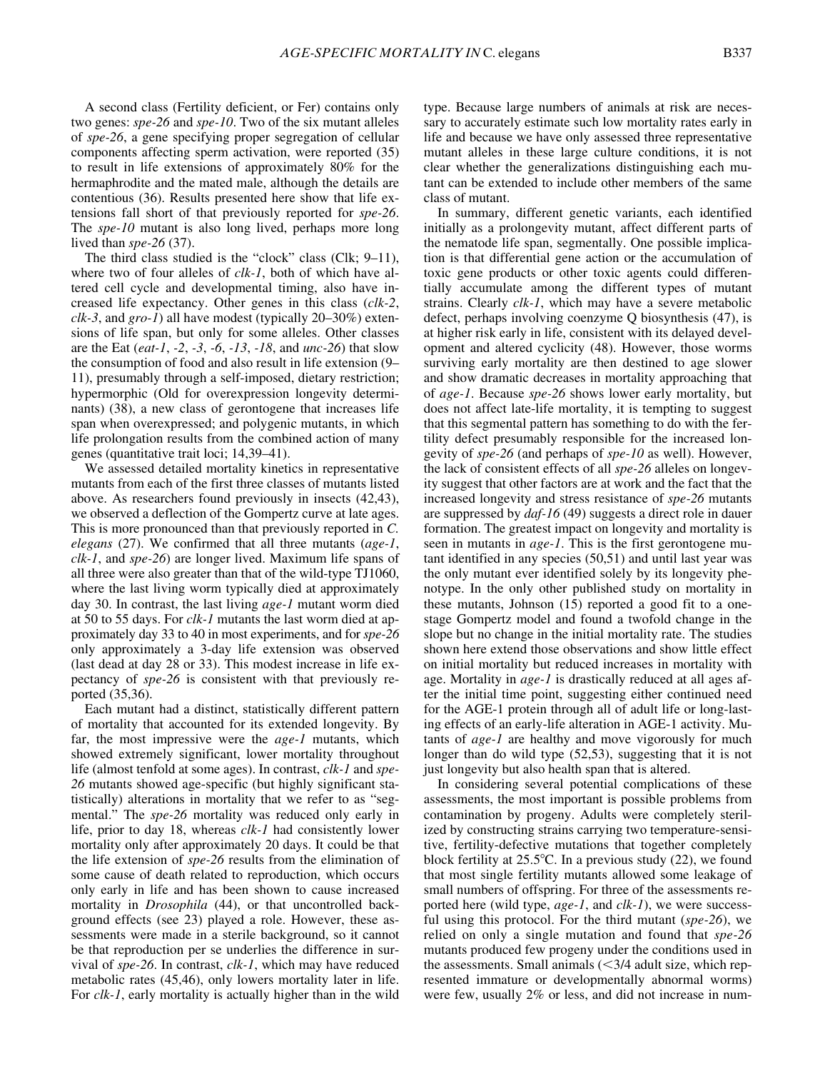A second class (Fertility deficient, or Fer) contains only two genes: *spe-26* and *spe-10*. Two of the six mutant alleles of *spe-26*, a gene specifying proper segregation of cellular components affecting sperm activation, were reported (35) to result in life extensions of approximately 80% for the hermaphrodite and the mated male, although the details are contentious (36). Results presented here show that life extensions fall short of that previously reported for *spe-26*. The *spe-10* mutant is also long lived, perhaps more long lived than *spe-26* (37).

The third class studied is the "clock" class (Clk; 9–11), where two of four alleles of *clk-1*, both of which have altered cell cycle and developmental timing, also have increased life expectancy. Other genes in this class (*clk-2*, *clk-3*, and *gro-1*) all have modest (typically 20–30%) extensions of life span, but only for some alleles. Other classes are the Eat (*eat-1*, *-2*, *-3*, *-6*, *-13*, *-18*, and *unc-26*) that slow the consumption of food and also result in life extension (9–11), presumably through a self-imposed, dietary restriction; hypermorphic (Old for overexpression longevity determinants) (38), a new class of gerontogene that increases life span when overexpressed; and polygenic mutants, in which life prolongation results from the combined action of many genes (quantitative trait loci; 14,39–41).

We assessed detailed mortality kinetics in representative mutants from each of the first three classes of mutants listed above. As researchers found previously in insects (42,43), we observed a deflection of the Gompertz curve at late ages. This is more pronounced than that previously reported in *C. elegans* (27). We confirmed that all three mutants (*age-1*, *clk-1*, and *spe-26*) are longer lived. Maximum life spans of all three were also greater than that of the wild-type TJ1060, where the last living worm typically died at approximately day 30. In contrast, the last living *age-1* mutant worm died at 50 to 55 days. For *clk-1* mutants the last worm died at approximately day 33 to 40 in most experiments, and for *spe-26* only approximately a 3-day life extension was observed (last dead at day 28 or 33). This modest increase in life expectancy of *spe-26* is consistent with that previously reported (35,36).

Each mutant had a distinct, statistically different pattern of mortality that accounted for its extended longevity. By far, the most impressive were the *age-1* mutants, which showed extremely significant, lower mortality throughout life (almost tenfold at some ages). In contrast, *clk-1* and *spe-26* mutants showed age-specific (but highly significant statistically) alterations in mortality that we refer to as "segmental." The *spe-26* mortality was reduced only early in life, prior to day 18, whereas *clk-1* had consistently lower mortality only after approximately 20 days. It could be that the life extension of *spe-26* results from the elimination of some cause of death related to reproduction, which occurs only early in life and has been shown to cause increased mortality in *Drosophila* (44), or that uncontrolled background effects (see 23) played a role. However, these assessments were made in a sterile background, so it cannot be that reproduction per se underlies the difference in survival of *spe-26*. In contrast, *clk-1*, which may have reduced metabolic rates (45,46), only lowers mortality later in life. For *clk-1*, early mortality is actually higher than in the wild type. Because large numbers of animals at risk are necessary to accurately estimate such low mortality rates early in life and because we have only assessed three representative mutant alleles in these large culture conditions, it is not clear whether the generalizations distinguishing each mutant can be extended to include other members of the same class of mutant.

In summary, different genetic variants, each identified initially as a prolongevity mutant, affect different parts of the nematode life span, segmentally. One possible implication is that differential gene action or the accumulation of toxic gene products or other toxic agents could differentially accumulate among the different types of mutant strains. Clearly *clk-1*, which may have a severe metabolic defect, perhaps involving coenzyme Q biosynthesis (47), is at higher risk early in life, consistent with its delayed development and altered cyclicity (48). However, those worms surviving early mortality are then destined to age slower and show dramatic decreases in mortality approaching that of *age-1*. Because *spe-26* shows lower early mortality, but does not affect late-life mortality, it is tempting to suggest that this segmental pattern has something to do with the fertility defect presumably responsible for the increased longevity of *spe-26* (and perhaps of *spe-10* as well). However, the lack of consistent effects of all *spe-26* alleles on longevity suggest that other factors are at work and the fact that the increased longevity and stress resistance of *spe-26* mutants are suppressed by *daf-16* (49) suggests a direct role in dauer formation. The greatest impact on longevity and mortality is seen in mutants in *age-1*. This is the first gerontogene mutant identified in any species (50,51) and until last year was the only mutant ever identified solely by its longevity phenotype. In the only other published study on mortality in these mutants, Johnson (15) reported a good fit to a one-stage Gompertz model and found a twofold change in the slope but no change in the initial mortality rate. The studies shown here extend those observations and show little effect on initial mortality but reduced increases in mortality with age. Mortality in *age-1* is drastically reduced at all ages after the initial time point, suggesting either continued need for the AGE-1 protein through all of adult life or long-lasting effects of an early-life alteration in AGE-1 activity. Mutants of *age-1* are healthy and move vigorously for much longer than do wild type (52,53), suggesting that it is not just longevity but also health span that is altered.

In considering several potential complications of these assessments, the most important is possible problems from contamination by progeny. Adults were completely sterilized by constructing strains carrying two temperature-sensitive, fertility-defective mutations that together completely block fertility at 25.5°C. In a previous study (22), we found that most single fertility mutants allowed some leakage of small numbers of offspring. For three of the assessments reported here (wild type, *age-1*, and *clk-1*), we were successful using this protocol. For the third mutant (*spe-26*), we relied on only a single mutation and found that *spe-26* mutants produced few progeny under the conditions used in the assessments. Small animals (<3/4 adult size, which represented immature or developmentally abnormal worms) were few, usually 2% or less, and did not increase in num-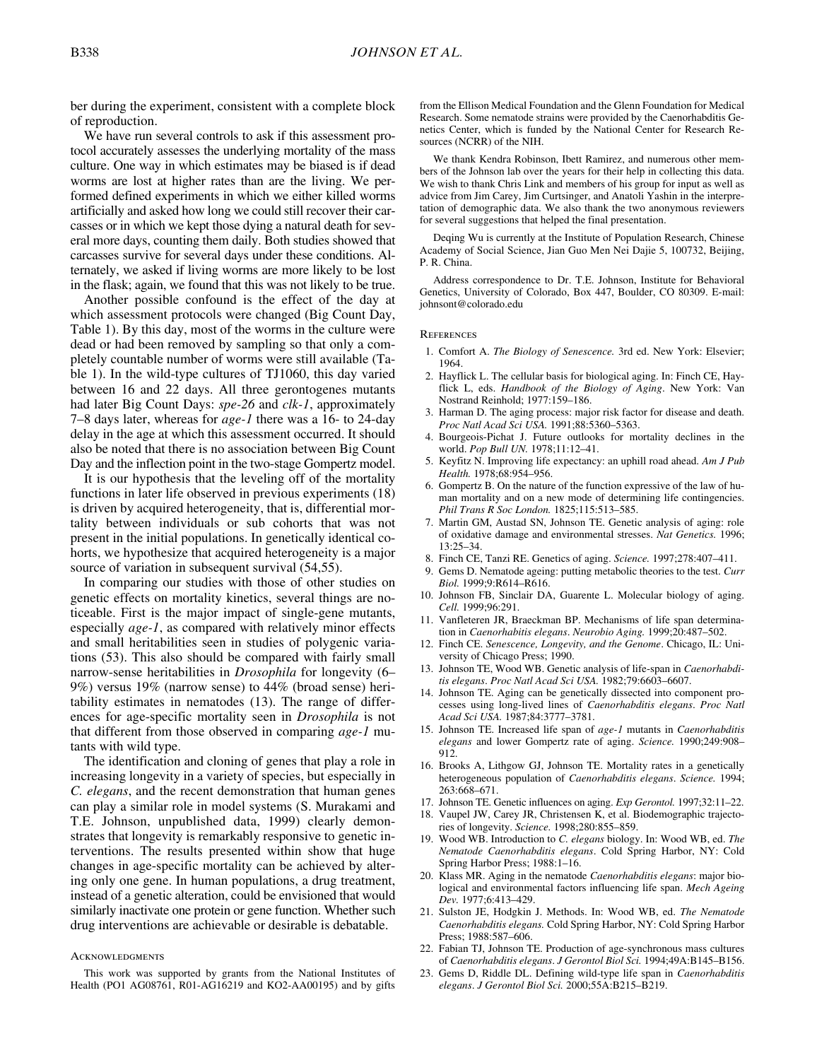ber during the experiment, consistent with a complete block of reproduction.

We have run several controls to ask if this assessment protocol accurately assesses the underlying mortality of the mass culture. One way in which estimates may be biased is if dead worms are lost at higher rates than are the living. We performed defined experiments in which we either killed worms artificially and asked how long we could still recover their carcasses or in which we kept those dying a natural death for several more days, counting them daily. Both studies showed that carcasses survive for several days under these conditions. Alternately, we asked if living worms are more likely to be lost in the flask; again, we found that this was not likely to be true.

Another possible confound is the effect of the day at which assessment protocols were changed (Big Count Day, Table 1). By this day, most of the worms in the culture were dead or had been removed by sampling so that only a completely countable number of worms were still available (Table 1). In the wild-type cultures of TJ1060, this day varied between 16 and 22 days. All three gerontogenes mutants had later Big Count Days: *spe-26* and *clk-1*, approximately 7–8 days later, whereas for *age-1* there was a 16- to 24-day delay in the age at which this assessment occurred. It should also be noted that there is no association between Big Count Day and the inflection point in the two-stage Gompertz model.

It is our hypothesis that the leveling off of the mortality functions in later life observed in previous experiments (18) is driven by acquired heterogeneity, that is, differential mortality between individuals or sub cohorts that was not present in the initial populations. In genetically identical cohorts, we hypothesize that acquired heterogeneity is a major source of variation in subsequent survival (54,55).

In comparing our studies with those of other studies on genetic effects on mortality kinetics, several things are noticeable. First is the major impact of single-gene mutants, especially *age-1*, as compared with relatively minor effects and small heritabilities seen in studies of polygenic variations (53). This also should be compared with fairly small narrow-sense heritabilities in *Drosophila* for longevity (6–9%) versus 19% (narrow sense) to 44% (broad sense) heritability estimates in nematodes (13). The range of differences for age-specific mortality seen in *Drosophila* is not that different from those observed in comparing *age-1* mutants with wild type.

The identification and cloning of genes that play a role in increasing longevity in a variety of species, but especially in *C. elegans*, and the recent demonstration that human genes can play a similar role in model systems (S. Murakami and T.E. Johnson, unpublished data, 1999) clearly demonstrates that longevity is remarkably responsive to genetic interventions. The results presented within show that huge changes in age-specific mortality can be achieved by altering only one gene. In human populations, a drug treatment, instead of a genetic alteration, could be envisioned that would similarly inactivate one protein or gene function. Whether such drug interventions are achievable or desirable is debatable.

## Acknowledgments

This work was supported by grants from the National Institutes of Health (PO1 AG08761, R01-AG16219 and KO2-AA00195) and by gifts from the Ellison Medical Foundation and the Glenn Foundation for Medical Research. Some nematode strains were provided by the Caenorhabditis Genetics Center, which is funded by the National Center for Research Resources (NCRR) of the NIH.

We thank Kendra Robinson, Ibett Ramirez, and numerous other members of the Johnson lab over the years for their help in collecting this data. We wish to thank Chris Link and members of his group for input as well as advice from Jim Carey, Jim Curtsinger, and Anatoli Yashin in the interpretation of demographic data. We also thank the two anonymous reviewers for several suggestions that helped the final presentation.

Deqing Wu is currently at the Institute of Population Research, Chinese Academy of Social Science, Jian Guo Men Nei Dajie 5, 100732, Beijing, P. R. China.

Address correspondence to Dr. T.E. Johnson, Institute for Behavioral Genetics, University of Colorado, Box 447, Boulder, CO 80309. E-mail: johnsont@colorado.edu

## References

1. Comfort A. *The Biology of Senescence.* 3rd ed. New York: Elsevier; 1964.
2. Hayflick L. The cellular basis for biological aging. In: Finch CE, Hayflick L, eds. *Handbook of the Biology of Aging*. New York: Van Nostrand Reinhold; 1977:159–186.
3. Harman D. The aging process: major risk factor for disease and death. *Proc Natl Acad Sci USA.* 1991;88:5360–5363.
4. Bourgeois-Pichat J. Future outlooks for mortality declines in the world. *Pop Bull UN.* 1978;11:12–41.
5. Keyfitz N. Improving life expectancy: an uphill road ahead. *Am J Pub Health.* 1978;68:954–956.
6. Gompertz B. On the nature of the function expressive of the law of human mortality and on a new mode of determining life contingencies. *Phil Trans R Soc London.* 1825;115:513–585.
7. Martin GM, Austad SN, Johnson TE. Genetic analysis of aging: role of oxidative damage and environmental stresses. *Nat Genetics.* 1996; 13:25–34.
8. Finch CE, Tanzi RE. Genetics of aging. *Science.* 1997;278:407–411.
9. Gems D. Nematode ageing: putting metabolic theories to the test. *Curr Biol.* 1999;9:R614–R616.
10. Johnson FB, Sinclair DA, Guarente L. Molecular biology of aging. *Cell.* 1999;96:291.
11. Vanfleteren JR, Braeckman BP. Mechanisms of life span determination in *Caenorhabitis elegans*. *Neurobio Aging.* 1999;20:487–502.
12. Finch CE. *Senescence, Longevity, and the Genome*. Chicago, IL: University of Chicago Press; 1990.
13. Johnson TE, Wood WB. Genetic analysis of life-span in *Caenorhabditis elegans*. *Proc Natl Acad Sci USA.* 1982;79:6603–6607.
14. Johnson TE. Aging can be genetically dissected into component processes using long-lived lines of *Caenorhabditis elegans*. *Proc Natl Acad Sci USA.* 1987;84:3777–3781.
15. Johnson TE. Increased life span of *age-1* mutants in *Caenorhabditis elegans* and lower Gompertz rate of aging. *Science.* 1990;249:908–912.
16. Brooks A, Lithgow GJ, Johnson TE. Mortality rates in a genetically heterogeneous population of *Caenorhabditis elegans*. *Science.* 1994; 263:668–671.
17. Johnson TE. Genetic influences on aging. *Exp Gerontol.* 1997;32:11–22.
18. Vaupel JW, Carey JR, Christensen K, et al. Biodemographic trajectories of longevity. *Science.* 1998;280:855–859.
19. Wood WB. Introduction to *C. elegans* biology. In: Wood WB, ed. *The Nematode Caenorhabditis elegans*. Cold Spring Harbor, NY: Cold Spring Harbor Press; 1988:1–16.
20. Klass MR. Aging in the nematode *Caenorhabditis elegans*: major biological and environmental factors influencing life span. *Mech Ageing Dev.* 1977;6:413–429.
21. Sulston JE, Hodgkin J. Methods. In: Wood WB, ed. *The Nematode Caenorhabditis elegans.* Cold Spring Harbor, NY: Cold Spring Harbor Press; 1988:587–606.
22. Fabian TJ, Johnson TE. Production of age-synchronous mass cultures of *Caenorhabditis elegans*. *J Gerontol Biol Sci.* 1994;49A:B145–B156.
23. Gems D, Riddle DL. Defining wild-type life span in *Caenorhabditis elegans*. *J Gerontol Biol Sci.* 2000;55A:B215–B219.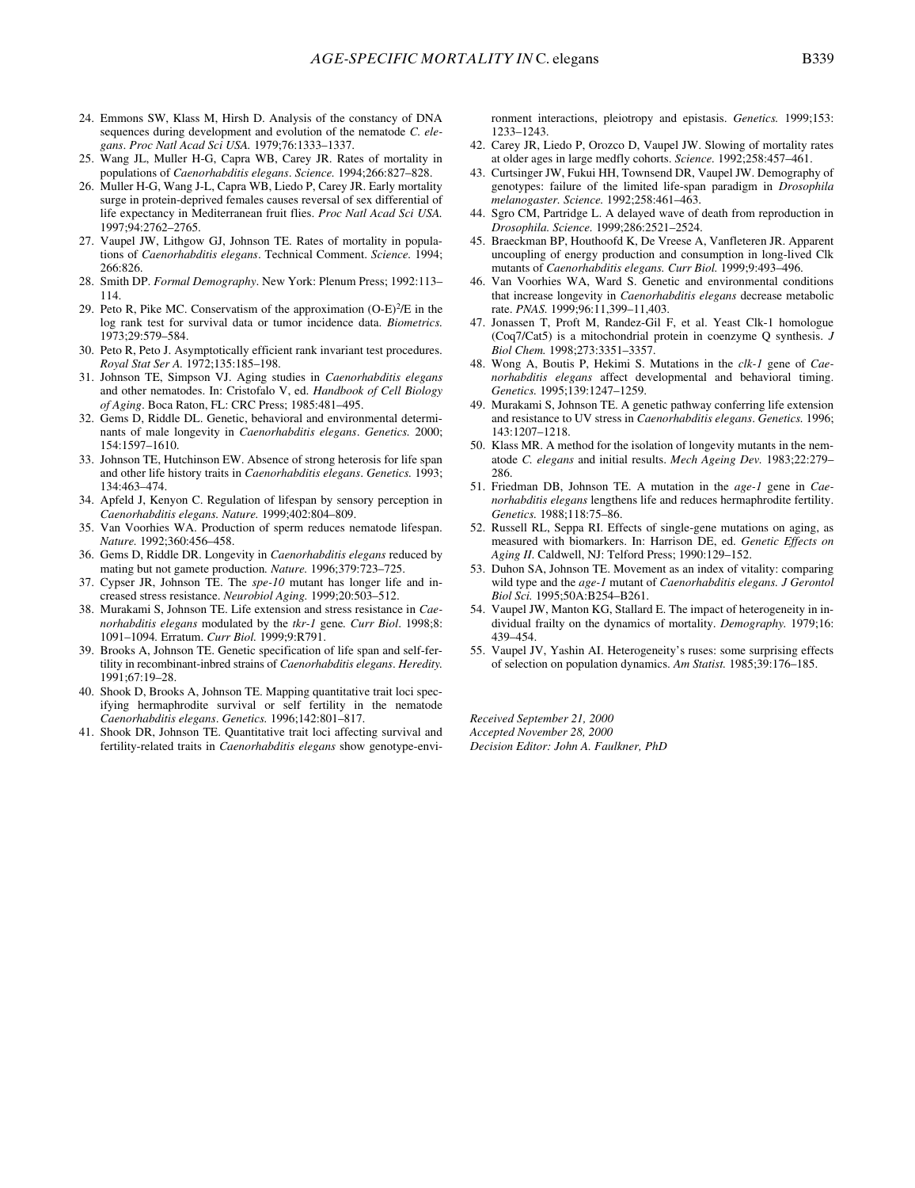24. Emmons SW, Klass M, Hirsh D. Analysis of the constancy of DNA sequences during development and evolution of the nematode *C. elegans*. *Proc Natl Acad Sci USA.* 1979;76:1333–1337.
25. Wang JL, Muller H-G, Capra WB, Carey JR. Rates of mortality in populations of *Caenorhabditis elegans*. *Science.* 1994;266:827–828.
26. Muller H-G, Wang J-L, Capra WB, Liedo P, Carey JR. Early mortality surge in protein-deprived females causes reversal of sex differential of life expectancy in Mediterranean fruit flies. *Proc Natl Acad Sci USA.* 1997;94:2762–2765.
27. Vaupel JW, Lithgow GJ, Johnson TE. Rates of mortality in populations of *Caenorhabditis elegans*. Technical Comment. *Science.* 1994; 266:826.
28. Smith DP. *Formal Demography*. New York: Plenum Press; 1992:113–114.
29. Peto R, Pike MC. Conservatism of the approximation $(O\text{-}E)^2/E$ in the log rank test for survival data or tumor incidence data. *Biometrics.* 1973;29:579–584.
30. Peto R, Peto J. Asymptotically efficient rank invariant test procedures. *Royal Stat Ser A.* 1972;135:185–198.
31. Johnson TE, Simpson VJ. Aging studies in *Caenorhabditis elegans* and other nematodes. In: Cristofalo V, ed. *Handbook of Cell Biology of Aging*. Boca Raton, FL: CRC Press; 1985:481–495.
32. Gems D, Riddle DL. Genetic, behavioral and environmental determinants of male longevity in *Caenorhabditis elegans*. *Genetics.* 2000; 154:1597–1610.
33. Johnson TE, Hutchinson EW. Absence of strong heterosis for life span and other life history traits in *Caenorhabditis elegans*. *Genetics.* 1993; 134:463–474.
34. Apfeld J, Kenyon C. Regulation of lifespan by sensory perception in *Caenorhabditis elegans. Nature.* 1999;402:804–809.
35. Van Voorhies WA. Production of sperm reduces nematode lifespan. *Nature.* 1992;360:456–458.
36. Gems D, Riddle DR. Longevity in *Caenorhabditis elegans* reduced by mating but not gamete production*. Nature.* 1996;379:723–725.
37. Cypser JR, Johnson TE. The *spe-10* mutant has longer life and increased stress resistance. *Neurobiol Aging.* 1999;20:503–512.
38. Murakami S, Johnson TE. Life extension and stress resistance in *Caenorhabditis elegans* modulated by the *tkr-1* gene*. Curr Biol*. 1998;8: 1091–1094*.* Erratum. *Curr Biol.* 1999;9:R791.
39. Brooks A, Johnson TE. Genetic specification of life span and self-fertility in recombinant-inbred strains of *Caenorhabditis elegans*. *Heredity.* 1991;67:19–28.
40. Shook D, Brooks A, Johnson TE. Mapping quantitative trait loci specifying hermaphrodite survival or self fertility in the nematode *Caenorhabditis elegans*. *Genetics.* 1996;142:801–817.
41. Shook DR, Johnson TE. Quantitative trait loci affecting survival and fertility-related traits in *Caenorhabditis elegans* show genotype-environment interactions, pleiotropy and epistasis. *Genetics.* 1999;153: 1233–1243.
42. Carey JR, Liedo P, Orozco D, Vaupel JW. Slowing of mortality rates at older ages in large medfly cohorts. *Science.* 1992;258:457–461.
43. Curtsinger JW, Fukui HH, Townsend DR, Vaupel JW. Demography of genotypes: failure of the limited life-span paradigm in *Drosophila melanogaster. Science.* 1992;258:461–463.
44. Sgro CM, Partridge L. A delayed wave of death from reproduction in *Drosophila. Science.* 1999;286:2521–2524.
45. Braeckman BP, Houthoofd K, De Vreese A, Vanfleteren JR. Apparent uncoupling of energy production and consumption in long-lived Clk mutants of *Caenorhabditis elegans. Curr Biol.* 1999;9:493–496.
46. Van Voorhies WA, Ward S. Genetic and environmental conditions that increase longevity in *Caenorhabditis elegans* decrease metabolic rate. *PNAS.* 1999;96:11,399–11,403.
47. Jonassen T, Proft M, Randez-Gil F, et al. Yeast Clk-1 homologue (Coq7/Cat5) is a mitochondrial protein in coenzyme Q synthesis. *J Biol Chem.* 1998;273:3351–3357.
48. Wong A, Boutis P, Hekimi S. Mutations in the *clk-1* gene of *Caenorhabditis elegans* affect developmental and behavioral timing. *Genetics.* 1995;139:1247–1259.
49. Murakami S, Johnson TE. A genetic pathway conferring life extension and resistance to UV stress in *Caenorhabditis elegans*. *Genetics.* 1996; 143:1207–1218.
50. Klass MR. A method for the isolation of longevity mutants in the nematode *C. elegans* and initial results. *Mech Ageing Dev.* 1983;22:279–286.
51. Friedman DB, Johnson TE. A mutation in the *age-1* gene in *Caenorhabditis elegans* lengthens life and reduces hermaphrodite fertility. *Genetics.* 1988;118:75–86.
52. Russell RL, Seppa RI. Effects of single-gene mutations on aging, as measured with biomarkers. In: Harrison DE, ed. *Genetic Effects on Aging II*. Caldwell, NJ: Telford Press; 1990:129–152.
53. Duhon SA, Johnson TE. Movement as an index of vitality: comparing wild type and the *age-1* mutant of *Caenorhabditis elegans. J Gerontol Biol Sci.* 1995;50A:B254–B261.
54. Vaupel JW, Manton KG, Stallard E. The impact of heterogeneity in individual frailty on the dynamics of mortality. *Demography.* 1979;16: 439–454.
55. Vaupel JV, Yashin AI. Heterogeneity's ruses: some surprising effects of selection on population dynamics. *Am Statist.* 1985;39:176–185.

*Received September 21, 2000*
*Accepted November 28, 2000*
*Decision Editor: John A. Faulkner, PhD*